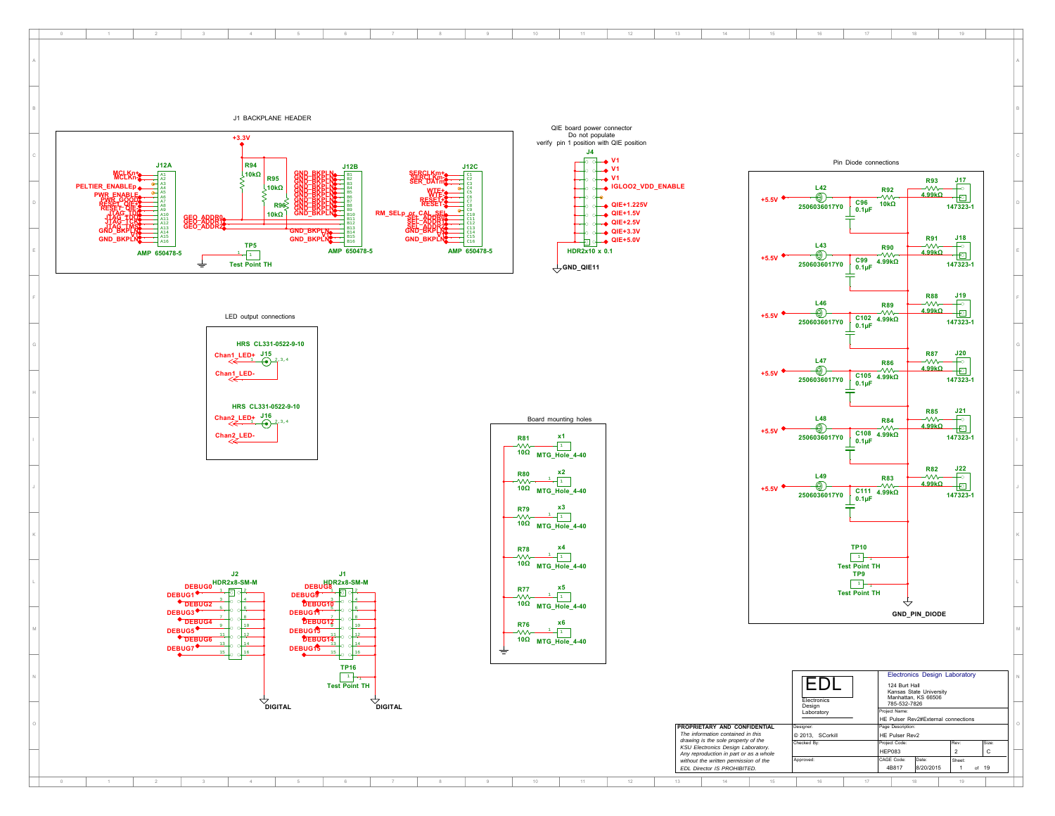## J1 BACKPLANE HEADER

+3.3V

R94 10kΩ
R95 10kΩ
R96 10kΩ

**J12A** (AMP 650478-5)

| Pin | Signal |
|---|---|
| A1 | MCLKn+ |
| A2 | MCLKn- |
| A3 | |
| A4 | PELTIER_ENABLEp |
| A5 | |
| A6 | PWR_ENABLE |
| A7 | PWR_GOOD |
| A8 | RESET_QIE+ |
| A9 | RESET_QIE- |
| A10 | JTAG_TDI |
| A11 | JTAG_TDO |
| A12 | JTAG_TCK |
| A13 | JTAG_TMS |
| A14 | GND_BKPLN |
| A15 | V1 |
| A16 | GND_BKPLN |

**J12B** (AMP 650478-5)

| Pin | Signal |
|---|---|
| B1–B9 | GND_BKPLN |
| B10 | GEO_ADDR0 |
| B11 | GEO_ADDR1 |
| B12 | GEO_ADDR2 |
| B13 | |
| B14 | GND_BKPLN |
| B15 | |
| B16 | GND_BKPLN |

**J12C** (AMP 650478-5)

| Pin | Signal |
|---|---|
| C1 | SERCLKm+ |
| C2 | SERCLKn- |
| C3 | SER_DATm |
| C4 | |
| C5 | WTE+ |
| C6 | WTE- |
| C7 | RESET+ |
| C8 | RESET- |
| C9 | |
| C10 | RM_SELp_or_CAL_SEL |
| C11 | SEL_ADDR0 |
| C12 | SEL_ADDR1 |
| C13 | SEL_ADDR2 |
| C14 | GND_BKPLN |
| C15 | V1 |
| C16 | GND_BKPLN |

TP5 — Test Point TH

## QIE board power connector

Do not populate
verify pin 1 position with QIE position

**J4** (HDR2x10 x 0.1): V1, V1, V1, IGLOO2_VDD_ENABLE, QIE+1.225V, QIE+1.5V, QIE+2.5V, QIE+3.3V, QIE+5.0V, GND_QIE11

## Pin Diode connections

| Supply | Inductor | Capacitor | Series R | Pull R | Connector |
|---|---|---|---|---|---|
| +5.5V | L42 2506036017Y0 | C96 0.1µF | R92 10kΩ | R93 4.99kΩ | J17 147323-1 |
| +5.5V | L43 2506036017Y0 | C99 0.1µF | R90 4.99kΩ | R91 4.99kΩ | J18 147323-1 |
| +5.5V | L46 2506036017Y0 | C102 0.1µF | R89 4.99kΩ | R88 4.99kΩ | J19 147323-1 |
| +5.5V | L47 2506036017Y0 | C105 0.1µF | R86 4.99kΩ | R87 4.99kΩ | J20 147323-1 |
| +5.5V | L48 2506036017Y0 | C108 0.1µF | R84 4.99kΩ | R85 4.99kΩ | J21 147323-1 |
| +5.5V | L49 2506036017Y0 | C111 0.1µF | R83 4.99kΩ | R82 4.99kΩ | J22 147323-1 |

TP10 — Test Point TH
TP9 — Test Point TH
GND_PIN_DIODE

## LED output connections

HRS CL331-0522-9-10 — J15: Chan1_LED+, Chan1_LED-

HRS CL331-0522-9-10 — J16: Chan2_LED+, Chan2_LED-

## Board mounting holes

| Resistor | Value | Hole |
|---|---|---|
| R81 | 10Ω | x1 MTG_Hole_4-40 |
| R80 | 10Ω | x2 MTG_Hole_4-40 |
| R79 | 10Ω | x3 MTG_Hole_4-40 |
| R78 | 10Ω | x4 MTG_Hole_4-40 |
| R77 | 10Ω | x5 MTG_Hole_4-40 |
| R76 | 10Ω | x6 MTG_Hole_4-40 |

## Debug headers

**J2** (HDR2x8-SM-M): DEBUG0, DEBUG1, DEBUG2, DEBUG3, DEBUG4, DEBUG5, DEBUG6, DEBUG7 — DIGITAL

**J1** (HDR2x8-SM-M): DEBUG8, DEBUG9, DEBUG10, DEBUG11, DEBUG12, DEBUG13, DEBUG14, DEBUG15 — DIGITAL

TP16 — Test Point TH

---

**EDL** — Electronics Design Laboratory
124 Burt Hall
Kansas State University
Manhattan, KS 66506
785-532-7826

**PROPRIETARY AND CONFIDENTIAL**
*The information contained in this drawing is the sole property of the KSU Electronics Design Laboratory. Any reproduction in part or as a whole without the written permission of the EDL Director IS PROHIBITED.*

| Field | Value |
|---|---|
| Project Name | HE Pulser Rev2#External connections |
| Designer | © 2013, SCorkill |
| Page Description | HE Pulser Rev2 |
| Project Code | HEP083 |
| Rev | 2 |
| Size | C |
| CAGE Code | 4B817 |
| Date | 8/20/2015 |
| Sheet | 1 of 19 |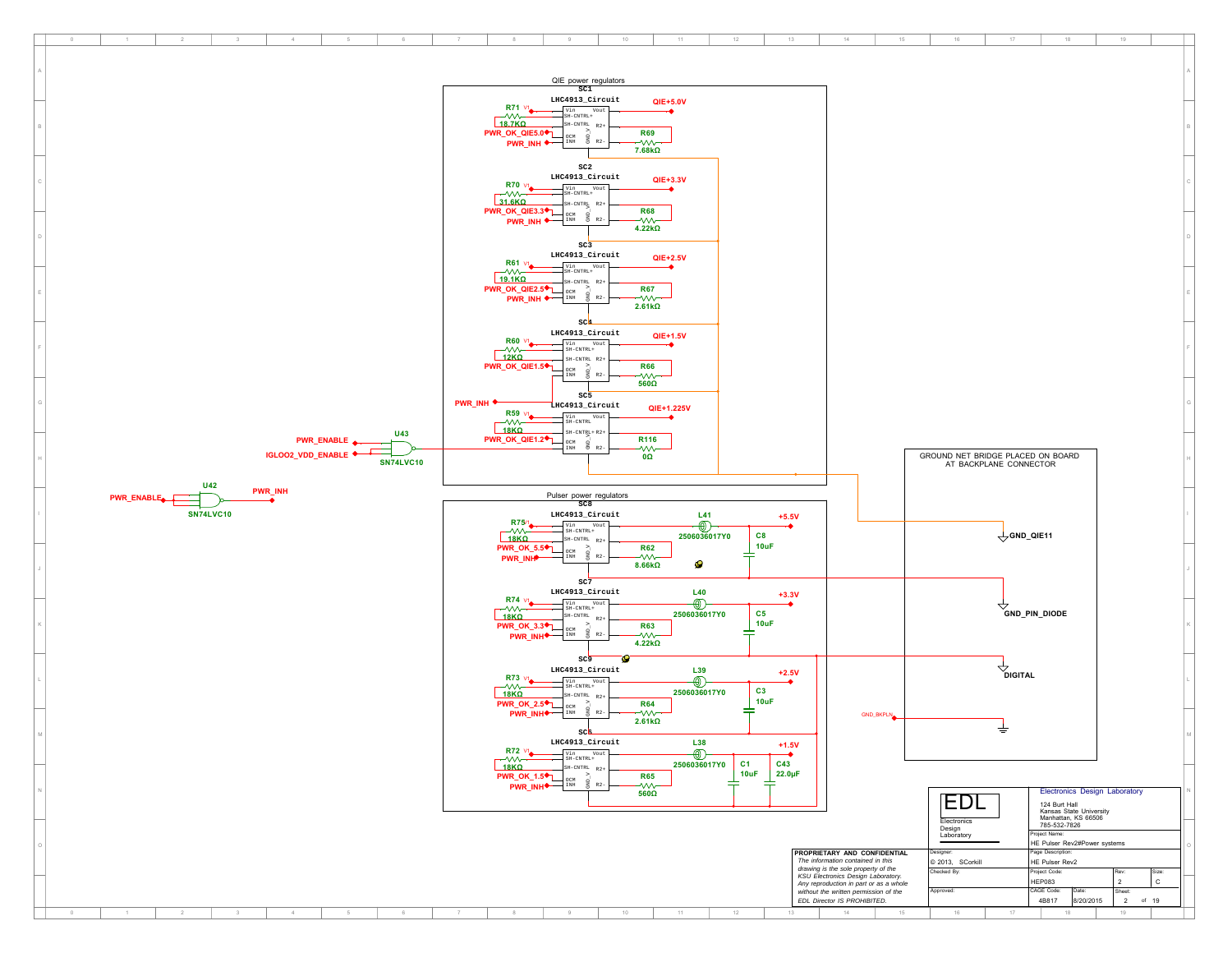## QIE power regulators

**SC1** LHC4913_Circuit
- R71 18.7KΩ
- PWR_OK_QIE5.0
- PWR_INH
- QIE+5.0V
- R69 7.68kΩ

**SC2** LHC4913_Circuit
- R70 31.6KΩ
- PWR_OK_QIE3.3
- PWR_INH
- QIE+3.3V
- R68 4.22kΩ

**SC3** LHC4913_Circuit
- R61 19.1KΩ
- PWR_OK_QIE2.5
- PWR_INH
- QIE+2.5V
- R67 2.61kΩ

**SC4** LHC4913_Circuit
- R60 12KΩ
- PWR_OK_QIE1.5
- QIE+1.5V
- R66 560Ω

**SC5** LHC4913_Circuit
- PWR_INH
- R59 18KΩ
- PWR_OK_QIE1.2
- QIE+1.225V
- R116 0Ω

Pins: Vin, Vout, SH-CNTRL+, SH-CNTRL, R2+, OCM, INH, R2-, GND_V

U43 SN74LVC10 — inputs: PWR_ENABLE, IGLOO2_VDD_ENABLE

U42 SN74LVC10 — input: PWR_ENABLE; output: PWR_INH

## Pulser power regulators

**SC8** LHC4913_Circuit
- R75 18KΩ
- PWR_OK_5.5
- PWR_INH
- R62 8.66kΩ
- L41 2506036017Y0
- C8 10uF
- +5.5V

**SC7** LHC4913_Circuit
- R74 18KΩ
- PWR_OK_3.3
- PWR_INH
- R63 4.22kΩ
- L40 2506036017Y0
- C5 10uF
- +3.3V

**SC9** LHC4913_Circuit
- R73 18KΩ
- PWR_OK_2.5
- PWR_INH
- R64 2.61kΩ
- L39 2506036017Y0
- C3 10uF
- +2.5V

**SC6** LHC4913_Circuit
- R72 18KΩ
- PWR_OK_1.5
- PWR_INH
- R65 560Ω
- L38 2506036017Y0
- C1 10uF
- C43 22.0µF
- +1.5V

## GROUND NET BRIDGE PLACED ON BOARD AT BACKPLANE CONNECTOR

- GND_QIE11
- GND_PIN_DIODE
- DIGITAL
- GND_BKPLN

---

**PROPRIETARY AND CONFIDENTIAL**
*The information contained in this drawing is the sole property of the KSU Electronics Design Laboratory. Any reproduction in part or as a whole without the written permission of the EDL Director IS PROHIBITED.*

EDL — Electronics Design Laboratory
Electronics Design Laboratory
124 Burt Hall
Kansas State University
Manhattan, KS 66506
785-532-7826

| | |
|---|---|
| Project Name: | HE Pulser Rev2#Power systems |
| Designer: | © 2013, SCorkill |
| Page Description: | HE Pulser Rev2 |
| Checked By: | |
| Project Code: | HEP083 |
| Rev: | 2 |
| Size: | C |
| Approved: | |
| CAGE Code: | 4B817 |
| Date: | 8/20/2015 |
| Sheet: | 2 of 19 |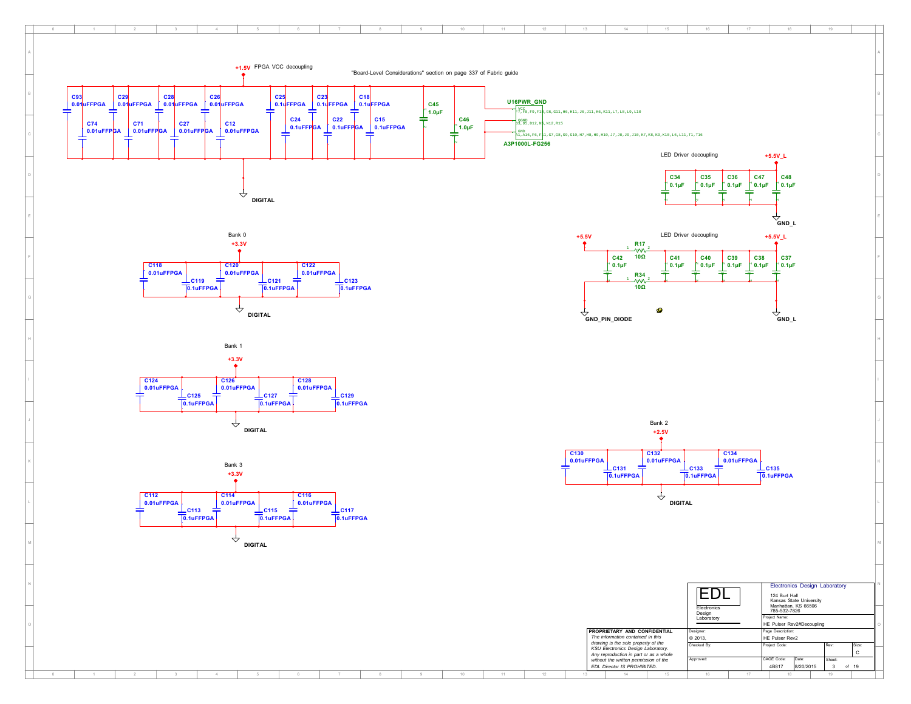## FPGA VCC decoupling

+1.5V

"Board-Level Considerations" section on page 337 of Fabric guide

C93 0.01uFFPGA, C29 0.01uFFPGA, C28 0.01uFFPGA, C26 0.01uFFPGA, C25 0.1uFFPGA, C23 0.1uFFPGA, C18 0.1uFFPGA, C45 1.0µF

C74 0.01uFFPGA, C71 0.01uFFPGA, C27 0.01uFFPGA, C12 0.01uFFPGA, C24 0.1uFFPGA, C22 0.1uFFPGA, C15 0.1uFFPGA, C46 1.0µF

DIGITAL

U16PWR_GND

- VCC: F7, F8, F9, F10, G6, G11, H6, H11, J6, J11, K6, K11, L7, L8, L9, L10
- QGND: B3, B5, D12, N5, N12, R15
- GND: A1, A16, F6, F11, G7, G8, G9, G10, H7, H8, H9, H10, J7, J8, J9, J10, K7, K8, K9, K10, L6, L11, T1, T16

A3P1000L-FG256

## LED Driver decoupling

+5.5V_L

C34 0.1µF, C35 0.1µF, C36 0.1µF, C47 0.1µF, C48 0.1µF

GND_L

## LED Driver decoupling

+5.5V

R17 10Ω

C42 0.1µF, C41 0.1µF, C40 0.1µF, C39 0.1µF, C38 0.1µF, C37 0.1µF

R34 10Ω

+5.5V_L

GND_PIN_DIODE

GND_L

## Bank 0

+3.3V

C118 0.01uFFPGA, C119 0.1uFFPGA, C120 0.01uFFPGA, C121 0.1uFFPGA, C122 0.01uFFPGA, C123 0.1uFFPGA

DIGITAL

## Bank 1

+3.3V

C124 0.01uFFPGA, C125 0.1uFFPGA, C126 0.01uFFPGA, C127 0.1uFFPGA, C128 0.01uFFPGA, C129 0.1uFFPGA

DIGITAL

## Bank 2

+2.5V

C130 0.01uFFPGA, C131 0.1uFFPGA, C132 0.01uFFPGA, C133 0.1uFFPGA, C134 0.01uFFPGA, C135 0.1uFFPGA

DIGITAL

## Bank 3

+3.3V

C112 0.01uFFPGA, C113 0.1uFFPGA, C114 0.01uFFPGA, C115 0.1uFFPGA, C116 0.01uFFPGA, C117 0.1uFFPGA

DIGITAL

---

**PROPRIETARY AND CONFIDENTIAL**

*The information contained in this drawing is the sole property of the KSU Electronics Design Laboratory. Any reproduction in part or as a whole without the written permission of the EDL Director IS PROHIBITED.*

EDL — Electronics Design Laboratory

Electronics Design Laboratory
124 Burt Hall
Kansas State University
Manhattan, KS 66506
785-532-7826

| Field | Value |
|---|---|
| Project Name: | HE Pulser Rev2#Decoupling |
| Designer: | © 2013, |
| Page Description: | HE Pulser Rev2 |
| Checked By: | |
| Project Code: | |
| Rev: | |
| Size: | C |
| Approved: | |
| CAGE Code: | 4B817 |
| Date: | 8/20/2015 |
| Sheet: | 3 of 19 |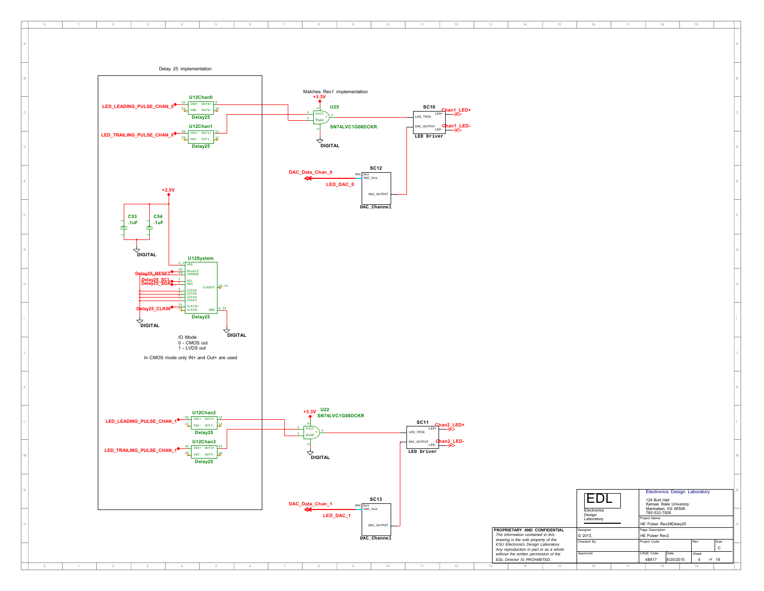Delay 25 implementation

Matches Rev1 implementation

U12Chan0 — Delay25
- LED_LEADING_PULSE_CHAN_0 → 32 IN0+ OUT0+ 9
- 31 IN0- OUT0- 10

U12Chan1 — Delay25
- LED_TRAILING_PULSE_CHAN_0 → 30 IN1+ OUT1+ 11
- 29 IN1- OUT1- 12

U25 — SN74LVC1G08DCKR (+3.3V, DIGITAL)
- 1, 2 → AVCC / BGND → Y 4

SC10 — LED Driver
- LED_TRIG
- DAC_OUTPUT
- LED+ → Chan1_LED+
- LED- → Chan1_LED-

SC12 — DAC_Channel
- DAC_Data_Chan_0 — DAC bus / DAC_bus
- LED_DAC_0 — DAC_OUTPUT

+2.5V

C53 .1uF

C54 .1uF

DIGITAL

U12System — Delay25
- 1,2 VDD
- 19 ResetZ — Delay25_RESET
- 18 IOMODE
- 2 SCL — Delay25_SCL
- 3 SDA — Delay25_SDA
- 4 I2CA6
- 5 I2CA5
- 6 I2CA4
- 7 I2CA3
- 23 CLKIN+ — Delay25_CLKIN
- 22 CLKIN-
- 20,21 CLKOUT
- 8,24 GND — DIGITAL

IO Mode
0 - CMOS out
1 - LVDS out

In CMOS mode only IN+ and Out+ are used

U12Chan2 — Delay25
- LED_LEADING_PULSE_CHAN_1 → 28 IN2+ OUT2+ 13
- 27 IN2- OUT2- 14

U12Chan3 — Delay25
- LED_TRAILING_PULSE_CHAN_1 → 26 IN3+ OUT3+ 15
- 25 IN3- OUT3- 16

U22 — SN74LVC1G08DCKR (+3.3V, DIGITAL)
- 1, 2 → AVCC / BGND → Y 4

SC11 — LED Driver
- LED_TRIG
- DAC_OUTPUT
- LED+ → Chan2_LED+
- LED- → Chan2_LED-

SC13 — DAC_Channel
- DAC_Data_Chan_1 — DAC bus / DAC_bus
- LED_DAC_1 — DAC_OUTPUT

**PROPRIETARY AND CONFIDENTIAL**
*The information contained in this drawing is the sole property of the KSU Electronics Design Laboratory. Any reproduction in part or as a whole without the written permission of the EDL Director IS PROHIBITED.*

| EDL Electronics Design Laboratory | Electronics Design Laboratory, 124 Burt Hall, Kansas State University, Manhattan, KS 66506, 785-532-7826 | | |
|---|---|---|---|
| Designer: © 2013, | Project Name: HE Pulser Rev2#Delay25 | | |
| Checked By: | Page Description: HE Pulser Rev2 | | |
| | Project Code: | Rev: | Size: C |
| Approved: | CAGE Code: 4B817 | Date: 8/20/2015 | Sheet: 4 of 19 |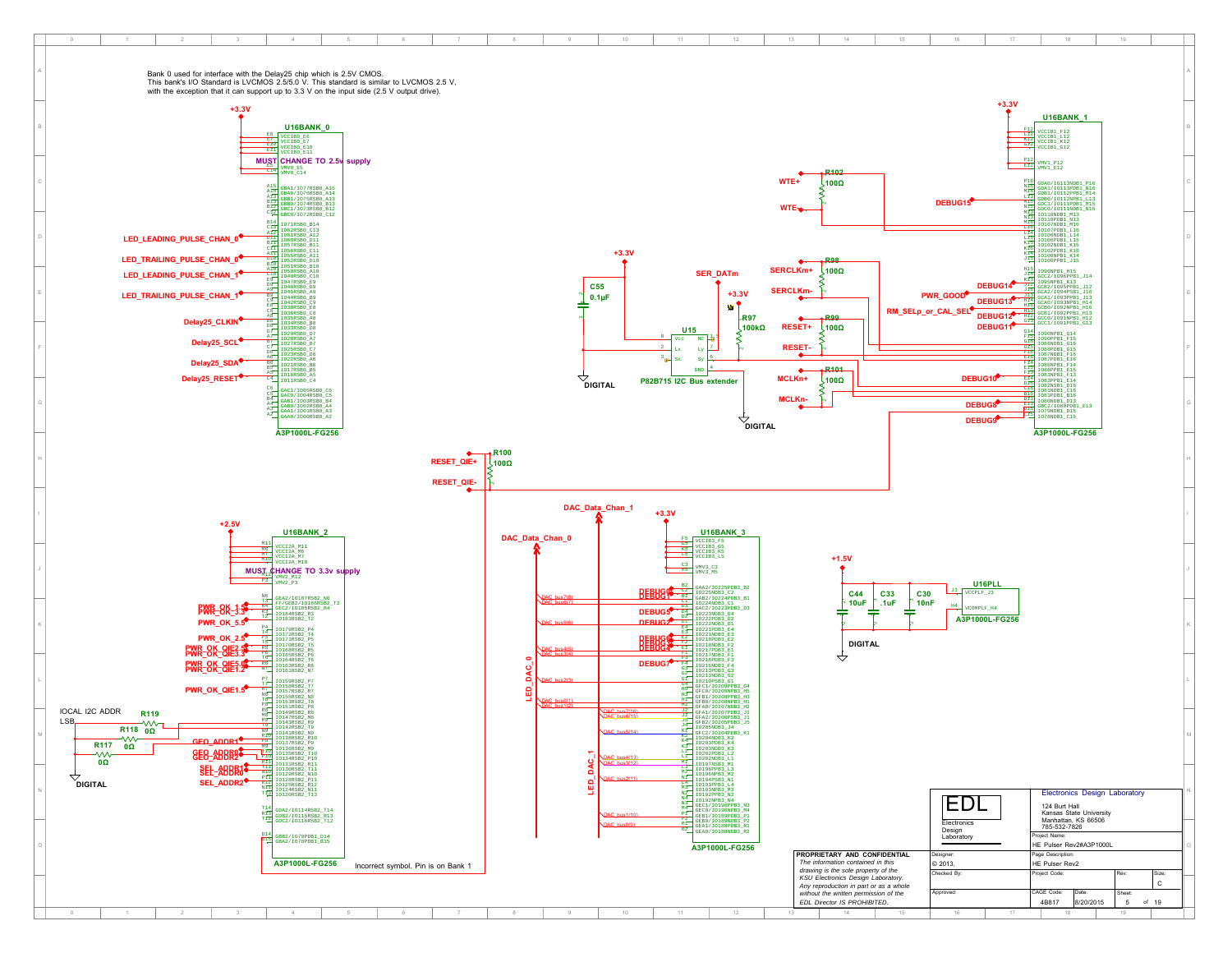Bank 0 used for interface with the Delay25 chip which is 2.5V CMOS.
This bank's I/O Standard is LVCMOS 2.5/5.0 V. This standard is similar to LVCMOS 2.5 V,
with the exception that it can support up to 3.3 V on the input side (2.5 V output drive).

**U16BANK_0**

+3.3V

MUST CHANGE TO 2.5v supply

LED_LEADING_PULSE_CHAN_0
LED_TRAILING_PULSE_CHAN_0
LED_LEADING_PULSE_CHAN_1
LED_TRAILING_PULSE_CHAN_1
Delay25_CLKIN
Delay25_SCL
Delay25_SDA
Delay25_RESET

A3P1000L-FG256

**U16BANK_1**

+3.3V

WTE+ / WTE- — R102 100Ω
SERCLKm+ / SERCLKm- — R98 100Ω
RESET+ / RESET- — R99 100Ω
MCLKn+ / MCLKn- — R101 100Ω

DEBUG15, DEBUG14, PWR_GOOD, DEBUG13, RM_SELp_or_CAL_SEL, DEBUG12, DEBUG11, DEBUG10, DEBUG8, DEBUG9

A3P1000L-FG256

**U15** — P82B715 I2C Bus extender

C55 0.1µF, +3.3V, SER_DATm, R97 100kΩ, DIGITAL

RESET_QIE+ / RESET_QIE- — R100 100Ω

**U16BANK_2**

+2.5V

MUST CHANGE TO 3.3v supply

PWR_OK_1.2, PWR_OK_3.3, PWR_OK_5.5, PWR_OK_2.5, PWR_OK_QIE2.5, PWR_OK_QIE3.3, PWR_OK_QIE5.0, PWR_OK_QIE1.2, PWR_OK_QIE1.5

IOCAL I2C ADDR LSB — R119 0Ω, R118 0Ω, R117 0Ω, DIGITAL

GEO_ADDR1, GEO_ADDR0, GEO_ADDR2, SEL_ADDR1, SEL_ADDR0, SEL_ADDR2

A3P1000L-FG256

Incorrect symbol. Pin is on Bank 1

**U16BANK_3**

+3.3V

DAC_Data_Chan_0, DAC_Data_Chan_1, LED_DAC_0, LED_DAC_1

DEBUG0–DEBUG7

A3P1000L-FG256

**U16PLL**

+1.5V — C44 10uF, C33 .1uF, C30 10nF, DIGITAL

VCCPLF_J3, VCOMPLF_H4

A3P1000L-FG256

**PROPRIETARY AND CONFIDENTIAL**
*The information contained in this drawing is the sole property of the KSU Electronics Design Laboratory. Any reproduction in part or as a whole without the written permission of the EDL Director IS PROHIBITED.*

| EDL Electronics Design Laboratory | Electronics Design Laboratory 124 Burt Hall Kansas State University Manhattan, KS 66506 785-532-7826 | | | |
|---|---|---|---|---|
| Designer: | Project Name: HE Pulser Rev2#A3P1000L | | | |
| © 2013, | Page Description: HE Pulser Rev2 | | | |
| Checked By: | Project Code: | | Rev: | Size: C |
| Approved: | CAGE Code: 4B817 | Date: 8/20/2015 | Sheet: 5 of 19 | |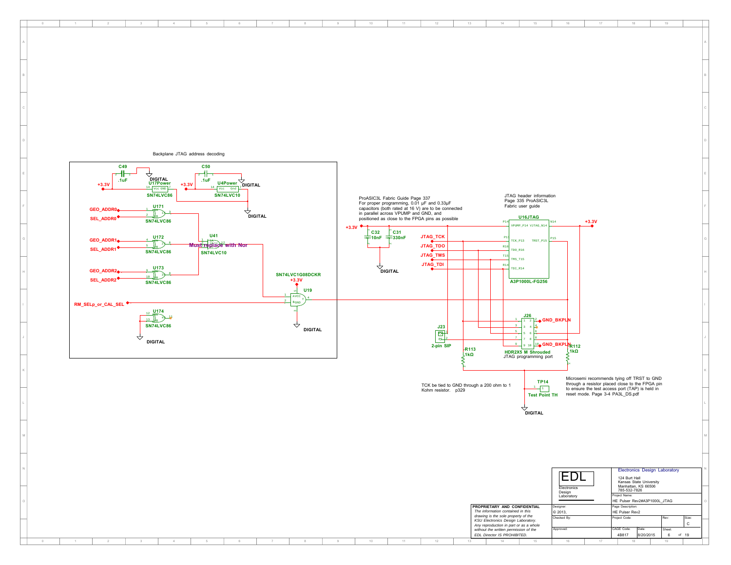Backplane JTAG address decoding

C49 .1uF
+3.3V
DIGITAL
U17Power SN74LVC86

C50 .1uF
+3.3V
DIGITAL
U4Power SN74LVC10

DIGITAL

GEO_ADDR0
SEL_ADDR0
U171 SN74LVC86

GEO_ADDR1
SEL_ADDR1
U172 SN74LVC86

U41 SN74LVC10
Must replace with Nor

GEO_ADDR2
SEL_ADDR2
U173 SN74LVC86

SN74LVC1G08DCKR
+3.3V
U19

RM_SELp_or_CAL_SEL

DIGITAL

U174 SN74LVC86

DIGITAL

ProASIC3L Fabric Guide Page 337
For proper programming, 0.01 µF and 0.33µF capacitors (both rated at 16 V) are to be connected in parallel across VPUMP and GND, and positioned as close to the FPGA pins as possible

+3.3V
C32 10nF
C31 330nF
DIGITAL

JTAG header information
Page 335 ProASIC3L
Fabric user guide

U16JTAG
VPUMP_P14 VJTAG_N14
TCK_P13 TRST_P15
TDO_R16
TMS_T15
TDI_R14
A3P1000L-FG256

+3.3V

JTAG_TCK
JTAG_TDO
JTAG_TMS
JTAG_TDI

J23
2-pin SIP

R113 1kΩ

J26
GND_BKPLN
GND_BKPLN
HDR2X5 M Shrouded
JTAG programming port

R112 1kΩ

TCK be tied to GND through a 200 ohm to 1 Kohm resistor. p329

TP14
Test Point TH

DIGITAL

Microsemi recommends tying off TRST to GND through a resistor placed close to the FPGA pin to ensure the test access port (TAP) is held in reset mode. Page 3-4 PA3L_DS.pdf

**PROPRIETARY AND CONFIDENTIAL**
*The information contained in this drawing is the sole property of the KSU Electronics Design Laboratory. Any reproduction in part or as a whole without the written permission of the EDL Director IS PROHIBITED.*

| | |
|---|---|
| EDL Electronics Design Laboratory | Electronics Design Laboratory<br>124 Burt Hall<br>Kansas State University<br>Manhattan, KS 66506<br>785-532-7826 |
| | Project Name: HE Pulser Rev2#A3P1000L_JTAG |
| Designer: © 2013, | Page Description: HE Pulser Rev2 |
| Checked By: | Project Code: / Rev: / Size: C |
| Approved: | CAGE Code: 4B817 / Date: 8/20/2015 / Sheet: 6 of 19 |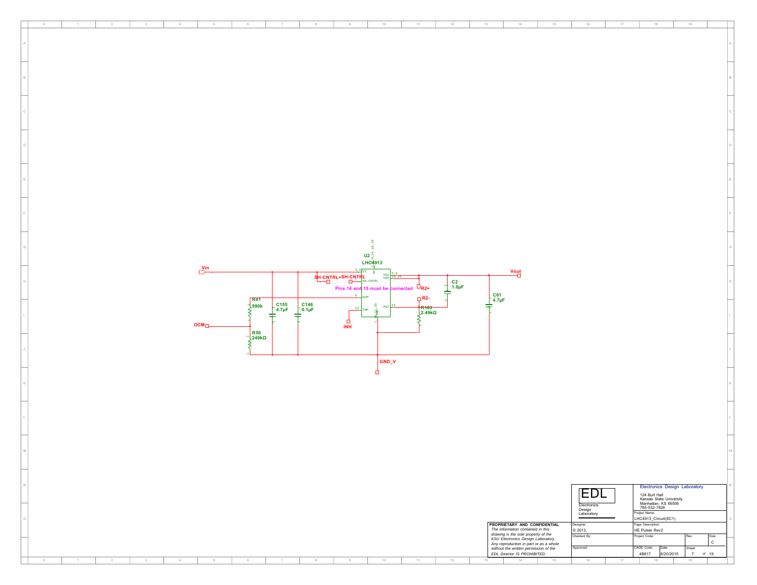U2
LHC4913

Vin

Vout

SH-CNTRL+SH-CNTRL

Pins 14 and 15 must be connected

R2+

R2-

C2 1.0µF

C61 4.7µF

R41 590k

C155 4.7µF

C146 0.1µF

R103 2.49kΩ

R50 249kΩ

OCM

INH

GND_V

PROPRIETARY AND CONFIDENTIAL
*The information contained in this drawing is the sole property of the KSU Electronics Design Laboratory. Any reproduction in part or as a whole without the written permission of the EDL Director IS PROHIBITED.*

EDL
Electronics Design Laboratory

Electronics Design Laboratory
124 Burt Hall
Kansas State University
Manhattan, KS 66506
785-532-7826

| Designer: | Project Name: | | | |
|---|---|---|---|---|
| © 2013, | LHC4913_Circuit(SC1) | | | |
| Checked By: | Page Description: | | | |
| | HE Pulser Rev2 | | | |
| | Project Code: | | Rev: | Size: C |
| Approved: | CAGE Code: 4B817 | Date: 8/20/2015 | Sheet: 7 of 19 | |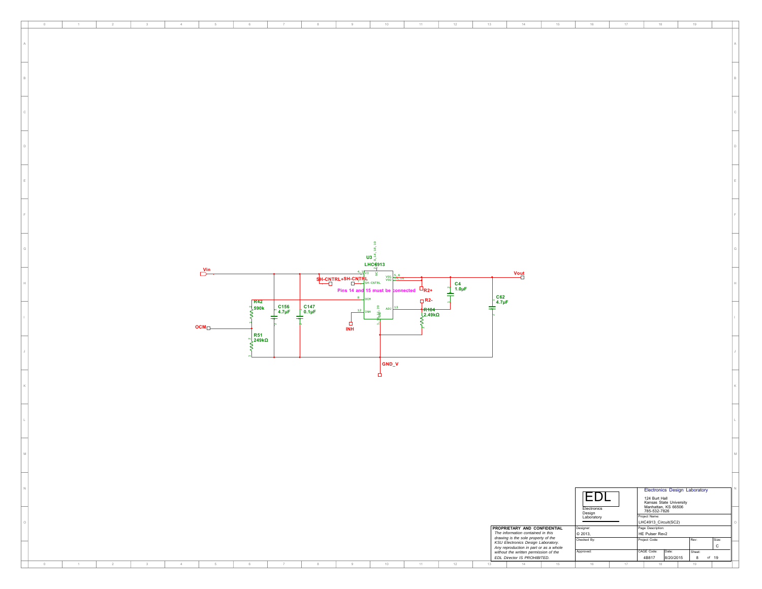U3
LHC4913

Vin

Vout

SH-CNTRL+SH-CNTRL

Pins 14 and 15 must be connected

R2+

R2-

C4
1.0µF

C62
4.7µF

R42
590k

C156
4.7µF

C147
0.1µF

R104
2.49kΩ

R51
249kΩ

OCM

INH

GND_V

| | |
|---|---|
| **PROPRIETARY AND CONFIDENTIAL** | |
| *The information contained in this drawing is the sole property of the KSU Electronics Design Laboratory. Any reproduction in part or as a whole without the written permission of the EDL Director IS PROHIBITED.* | |

EDL
Electronics Design Laboratory

Electronics Design Laboratory
124 Burt Hall
Kansas State University
Manhattan, KS 66506
785-532-7826

| Field | Value |
|---|---|
| Project Name: | LHC4913_Circuit(SC2) |
| Page Description: | HE Pulser Rev2 |
| Designer: | © 2013, |
| Checked By: | |
| Approved: | |
| Project Code: | |
| Rev: | |
| Size: | C |
| CAGE Code: | 4B817 |
| Date: | 8/20/2015 |
| Sheet: | 8 of 19 |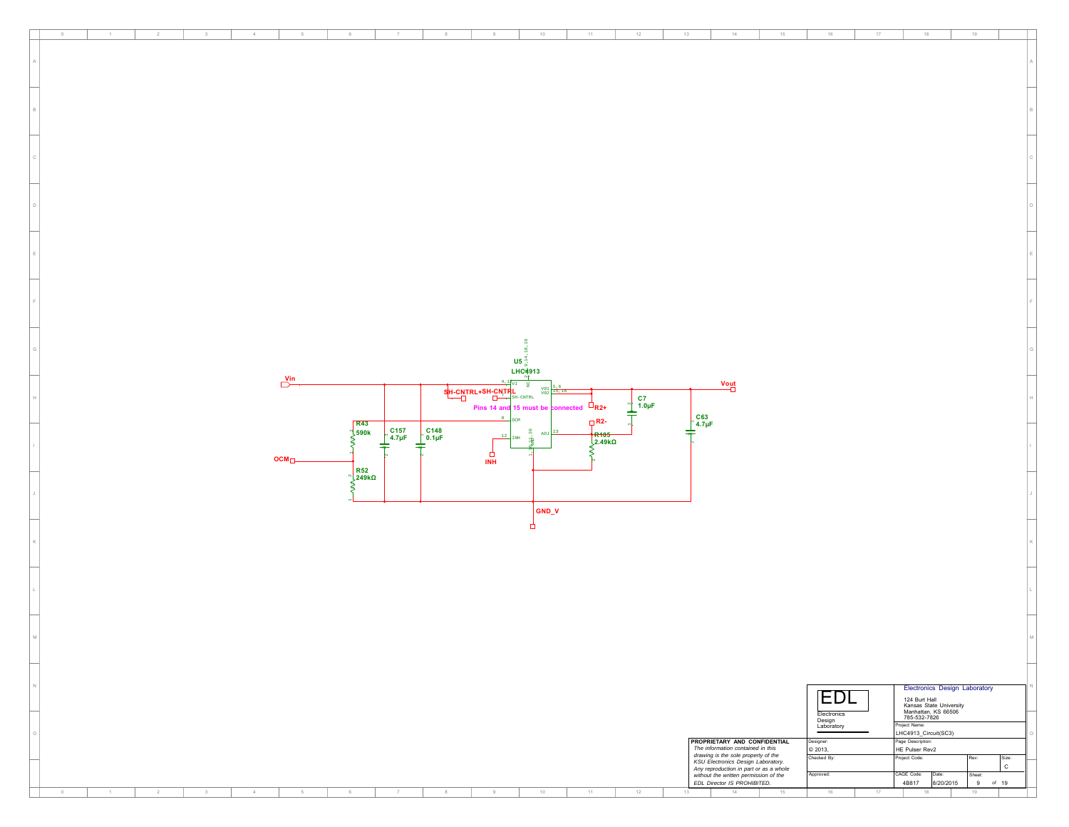U5
LHC4913

Vin

SH-CNTRL+SH-CNTRL

Pins 14 and 15 must be connected

R2+

R2-

Vout

C7
1.0µF

C63
4.7µF

R43
590k

C157
4.7µF

C148
0.1µF

R105
2.49kΩ

OCM

INH

R52
249kΩ

GND_V

PROPRIETARY AND CONFIDENTIAL

*The information contained in this drawing is the sole property of the KSU Electronics Design Laboratory. Any reproduction in part or as a whole without the written permission of the EDL Director IS PROHIBITED.*

EDL
Electronics Design Laboratory

Electronics Design Laboratory
124 Burt Hall
Kansas State University
Manhattan, KS 66506
785-532-7826

| Designer: | Project Name: | | | |
|---|---|---|---|---|
| © 2013, | LHC4913_Circuit(SC3) | | | |
| Checked By: | Page Description: HE Pulser Rev2 | | | |
| | Project Code: | | Rev: | Size: C |
| Approved: | CAGE Code: 4B817 | Date: 8/20/2015 | Sheet: 9 of 19 | |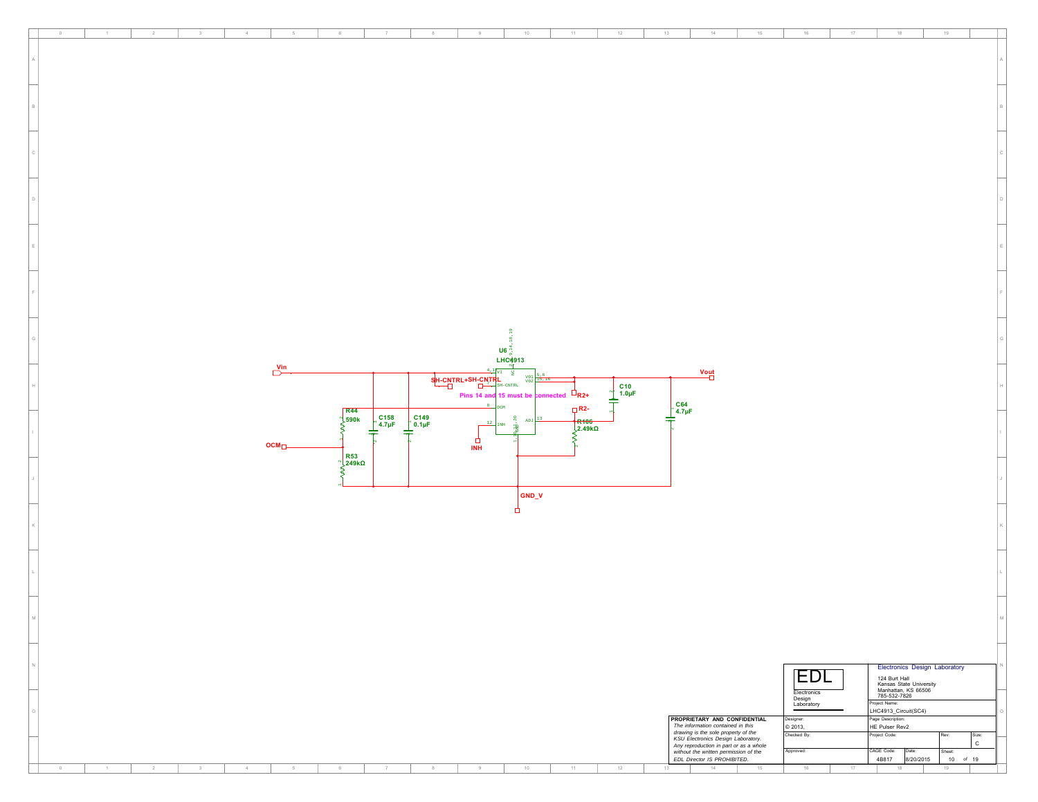U6
LHC4913

Vin

Vout

SH-CNTRL+SH-CNTRL

Pins 14 and 15 must be connected

R2+

R2-

C10
1.0µF

C64
4.7µF

R44
590k

C158
4.7µF

C149
0.1µF

R106
2.49kΩ

OCM

R53
249kΩ

INH

GND_V

**PROPRIETARY AND CONFIDENTIAL**
*The information contained in this drawing is the sole property of the KSU Electronics Design Laboratory. Any reproduction in part or as a whole without the written permission of the EDL Director IS PROHIBITED.*

EDL
Electronics Design Laboratory

Electronics Design Laboratory
124 Burt Hall
Kansas State University
Manhattan, KS 66506
785-532-7826

| Designer: | Project Name: | | | |
|---|---|---|---|---|
| © 2013, | LHC4913_Circuit(SC4) | | | |
| Checked By: | Page Description: | | | |
| | HE Pulser Rev2 | | | |
| | Project Code: | | Rev: | Size: C |
| Approved: | CAGE Code: 4B817 | Date: 8/20/2015 | Sheet: 10 of 19 | |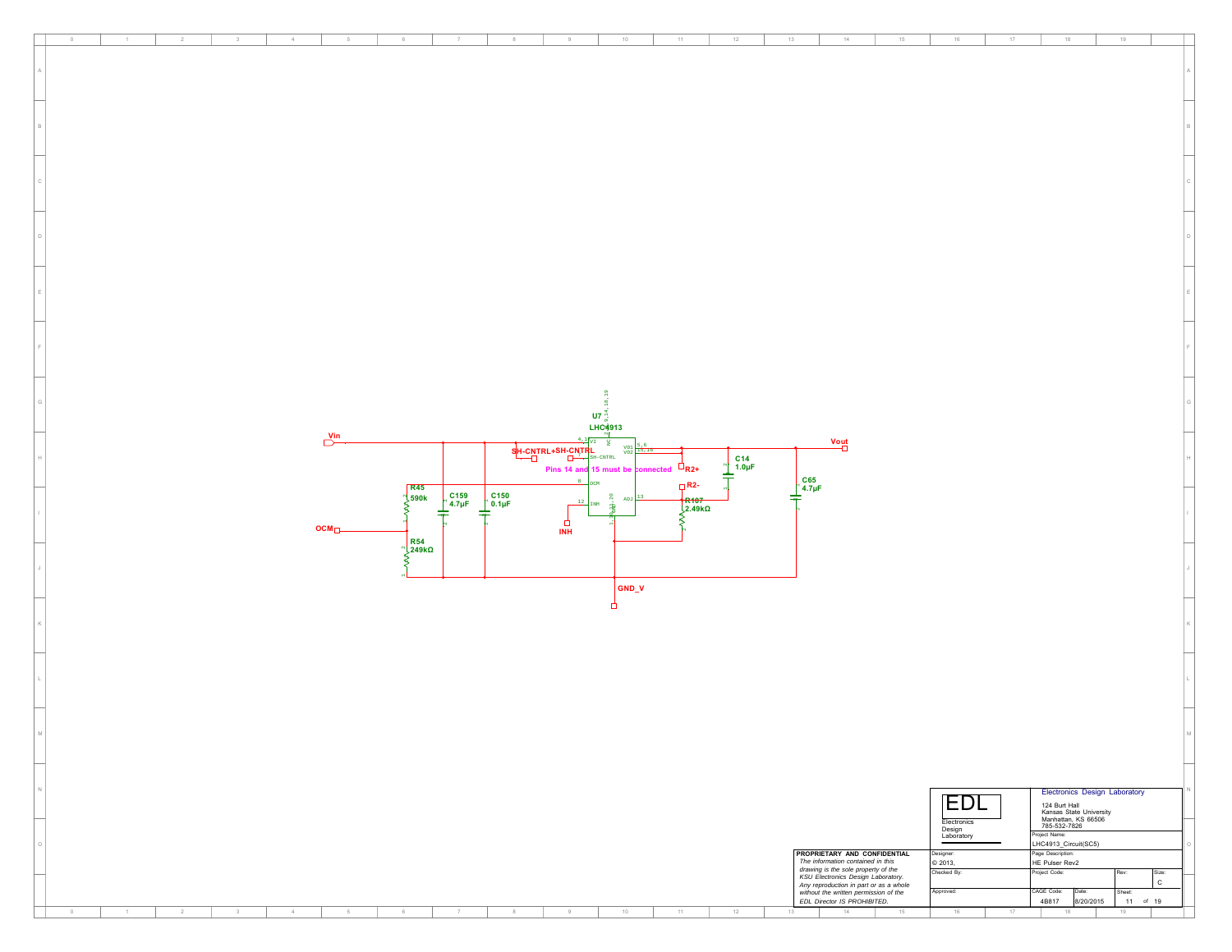U7
LHC4913

Vin

SH-CNTRL+SH-CNTRL

Pins 14 and 15 must be connected

R2+

R2-

Vout

C14
1.0µF

C65
4.7µF

R45
590k

C159
4.7µF

C150
0.1µF

R107
2.49kΩ

OCM

R54
249kΩ

INH

GND_V

EDL
Electronics
Design
Laboratory

Electronics Design Laboratory
124 Burt Hall
Kansas State University
Manhattan, KS 66506
785-532-7826

**PROPRIETARY AND CONFIDENTIAL**
*The information contained in this drawing is the sole property of the KSU Electronics Design Laboratory. Any reproduction in part or as a whole without the written permission of the EDL Director IS PROHIBITED.*

| Designer: | Project Name: | | | |
|---|---|---|---|---|
| © 2013, | LHC4913_Circuit(SC5) | | | |
| | Page Description: | | | |
| | HE Pulser Rev2 | | | |
| Checked By: | Project Code: | | Rev: | Size: C |
| Approved: | CAGE Code: 4B817 | Date: 8/20/2015 | Sheet: 11 of 19 | |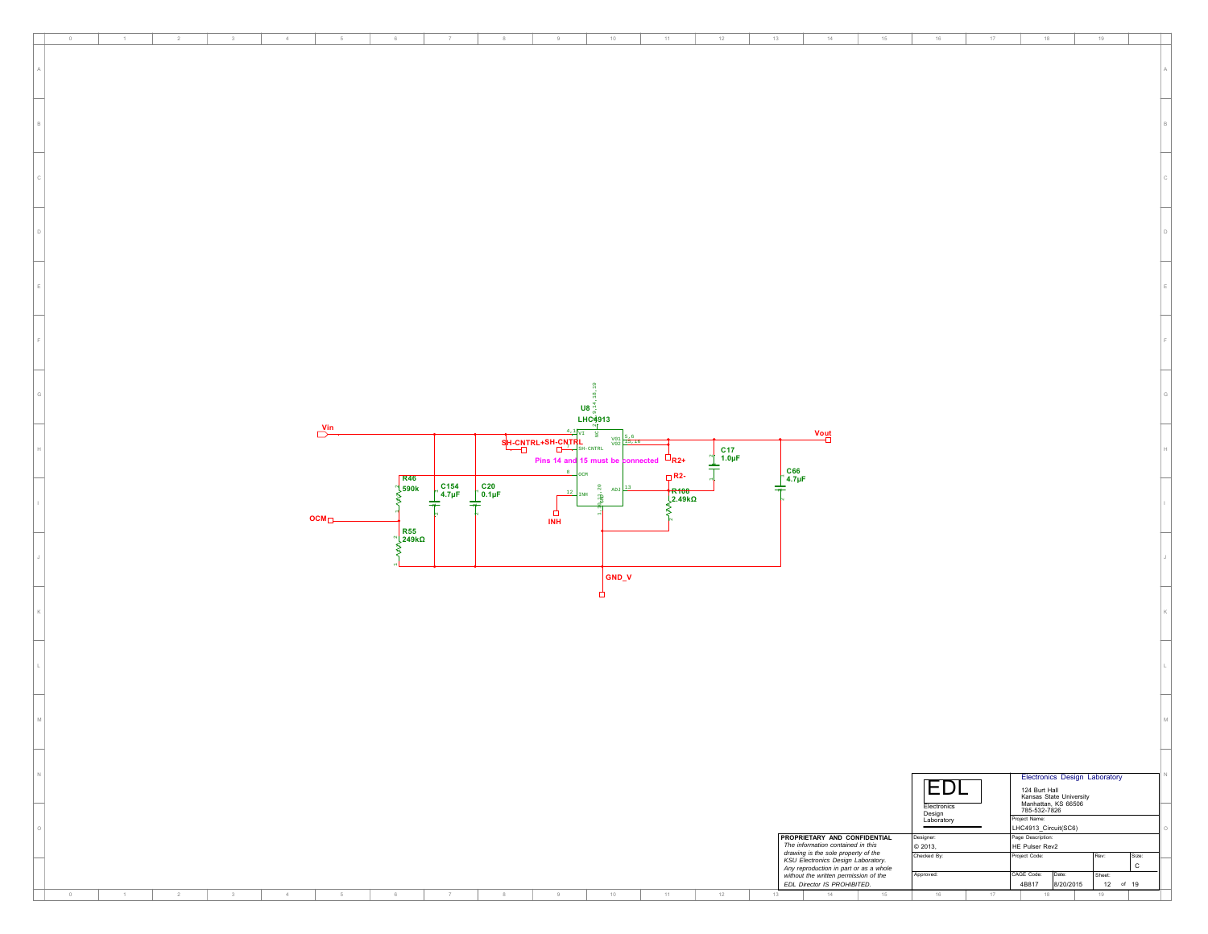U8
LHC4913

V1 4,1
SH-CNTRL 3
OCM 8
INH 12
VO1 5,6
VO2 15,16
ADJ 13
NC 2,9,14,18,19
GND 7,11,20

Vin

SH-CNTRL+SH-CNTRL

SH-CNTRL

Pins 14 and 15 must be connected

R2+

R2-

Vout

OCM

INH

GND_V

R46
590k

R55
249kΩ

C154
4.7µF

C20
0.1µF

R108
2.49kΩ

C17
1.0µF

C66
4.7µF

PROPRIETARY AND CONFIDENTIAL

*The information contained in this drawing is the sole property of the KSU Electronics Design Laboratory. Any reproduction in part or as a whole without the written permission of the EDL Director IS PROHIBITED.*

EDL
Electronics Design Laboratory

Electronics Design Laboratory
124 Burt Hall
Kansas State University
Manhattan, KS 66506
785-532-7826

| Designer: | Project Name: | | | |
|---|---|---|---|---|
| © 2013, | LHC4913_Circuit(SC6) | | | |
| | Page Description: | | | |
| | HE Pulser Rev2 | | | |
| Checked By: | Project Code: | | Rev: | Size: C |
| Approved: | CAGE Code: 4B817 | Date: 8/20/2015 | Sheet: 12 of 19 | |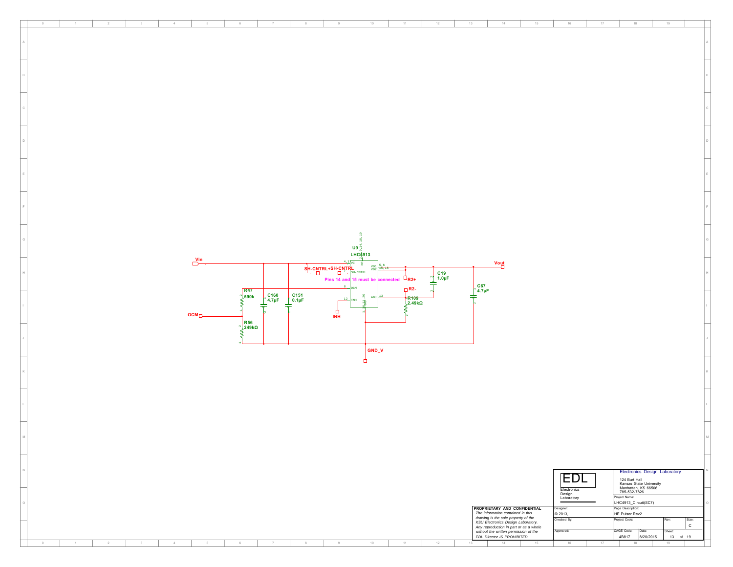U9
LHC4913

Vin

SH-CNTRL+SH-CNTRL

Pins 14 and 15 must be connected

R2+

R2-

R109
2.49kΩ

C19
1.0µF

C67
4.7µF

Vout

R47
590k

C160
4.7µF

C151
0.1µF

OCM

R56
249kΩ

INH

GND_V

EDL
Electronics Design Laboratory

Electronics Design Laboratory
124 Burt Hall
Kansas State University
Manhattan, KS 66506
785-532-7826

Project Name: LHC4913_Circuit(SC7)

Page Description: HE Pulser Rev2

**PROPRIETARY AND CONFIDENTIAL**
*The information contained in this drawing is the sole property of the KSU Electronics Design Laboratory. Any reproduction in part or as a whole without the written permission of the EDL Director IS PROHIBITED.*

| Designer: | © 2013, |
| --- | --- |
| Checked By: | |
| Approved: | |

| Project Code: | | Rev: | Size: C |
| --- | --- | --- | --- |
| CAGE Code: 4B817 | Date: 8/20/2015 | Sheet: 13 of 19 | |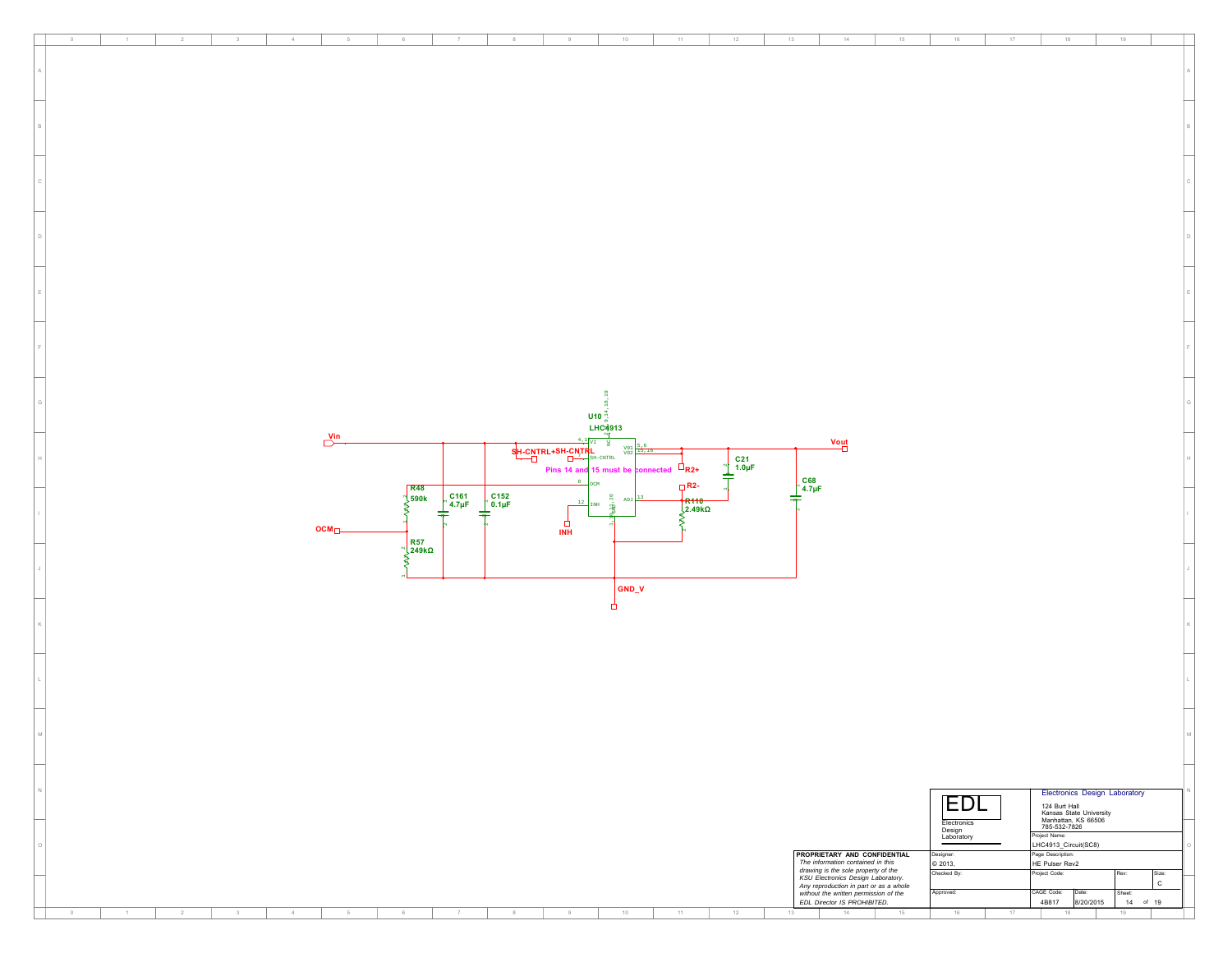U10
LHC4913

Vin

SH-CNTRL+SH-CNTRL

Pins 14 and 15 must be connected

R2+

R2-

Vout

C21
1.0µF

C68
4.7µF

R48
590k

C161
4.7µF

C152
0.1µF

R110
2.49kΩ

OCM

R57
249kΩ

INH

GND_V

PROPRIETARY AND CONFIDENTIAL
*The information contained in this drawing is the sole property of the KSU Electronics Design Laboratory. Any reproduction in part or as a whole without the written permission of the EDL Director IS PROHIBITED.*

EDL
Electronics Design Laboratory

Electronics Design Laboratory
124 Burt Hall
Kansas State University
Manhattan, KS 66506
785-532-7826

| | | | | |
|---|---|---|---|---|
| Designer: © 2013, | Project Name: LHC4913_Circuit(SC8) | | | |
| | Page Description: HE Pulser Rev2 | | | |
| Checked By: | Project Code: | | Rev: | Size: C |
| Approved: | CAGE Code: 4B817 | Date: 8/20/2015 | Sheet: 14 of 19 | |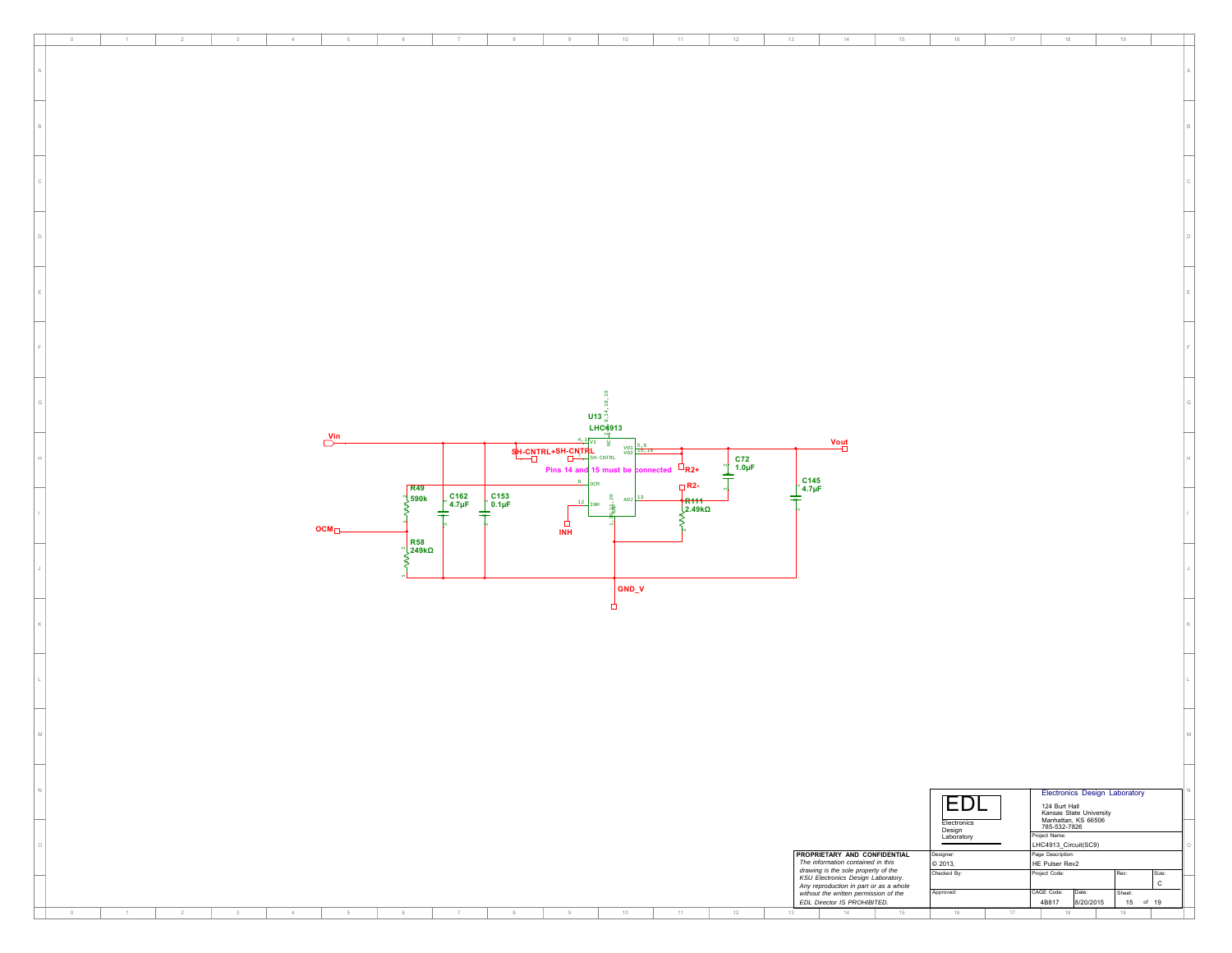U13
LHC4913

Vin

SH-CNTRL+SH-CNTRL

Pins 14 and 15 must be connected

R2+

R2-

Vout

C72
1.0µF

C145
4.7µF

R49
590k

C162
4.7µF

C153
0.1µF

R111
2.49kΩ

OCM

INH

R58
249kΩ

GND_V

EDL
Electronics Design Laboratory

Electronics Design Laboratory
124 Burt Hall
Kansas State University
Manhattan, KS 66506
785-532-7826

PROPRIETARY AND CONFIDENTIAL
*The information contained in this drawing is the sole property of the KSU Electronics Design Laboratory. Any reproduction in part or as a whole without the written permission of the EDL Director IS PROHIBITED.*

| Designer: | Project Name: | | | |
|---|---|---|---|---|
| © 2013, | LHC4913_Circuit(SC9) | | | |
| | Page Description: | | | |
| | HE Pulser Rev2 | | | |
| Checked By: | Project Code: | | Rev: | Size: C |
| Approved: | CAGE Code: 4B817 | Date: 8/20/2015 | Sheet: 15 of 19 | |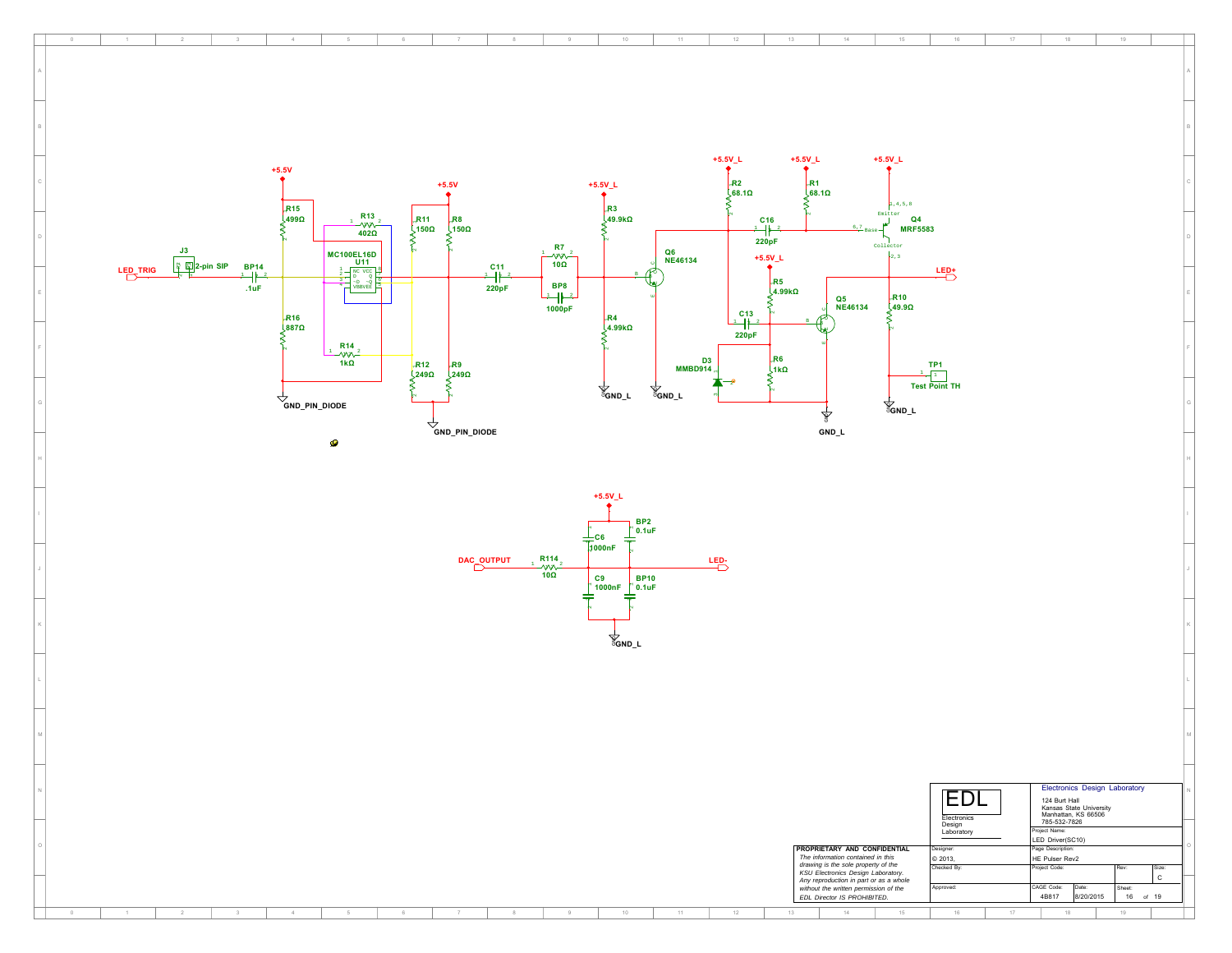+5.5V

R15
499Ω

R13
402Ω

MC100EL16D
U11

R16
887Ω

R14
1kΩ

GND_PIN_DIODE

J3
2-pin SIP

LED_TRIG

BP14
.1uF

+5.5V

R11
150Ω

R8
150Ω

R12
249Ω

R9
249Ω

GND_PIN_DIODE

C11
220pF

R7
10Ω

BP8
1000pF

+5.5V_L

R3
49.9kΩ

R4
4.99kΩ

GND_L

Q6
NE46134

GND_L

+5.5V_L

R2
68.1Ω

+5.5V_L

R1
68.1Ω

C16
220pF

+5.5V_L

Q4
MRF5583

+5.5V_L

R5
4.99kΩ

C13
220pF

Q5
NE46134

D3
MMBD914

R6
1kΩ

GND_L

LED+

R10
49.9Ω

TP1
Test Point TH

GND_L

+5.5V_L

C6
1000nF

BP2
0.1uF

DAC_OUTPUT

R114
10Ω

LED-

C9
1000nF

BP10
0.1uF

GND_L

| EDL Electronics Design Laboratory | Electronics Design Laboratory 124 Burt Hall Kansas State University Manhattan, KS 66506 785-532-7826 | | | |
|---|---|---|---|---|
| | Project Name: LED Driver(SC10) | | | |
| Designer: © 2013, | Page Description: HE Pulser Rev2 | | | |
| Checked By: | Project Code: | | Rev: | Size: C |
| Approved: | CAGE Code: 4B817 | Date: 8/20/2015 | Sheet: 16 of 19 | |

**PROPRIETARY AND CONFIDENTIAL**

*The information contained in this drawing is the sole property of the KSU Electronics Design Laboratory. Any reproduction in part or as a whole without the written permission of the EDL Director IS PROHIBITED.*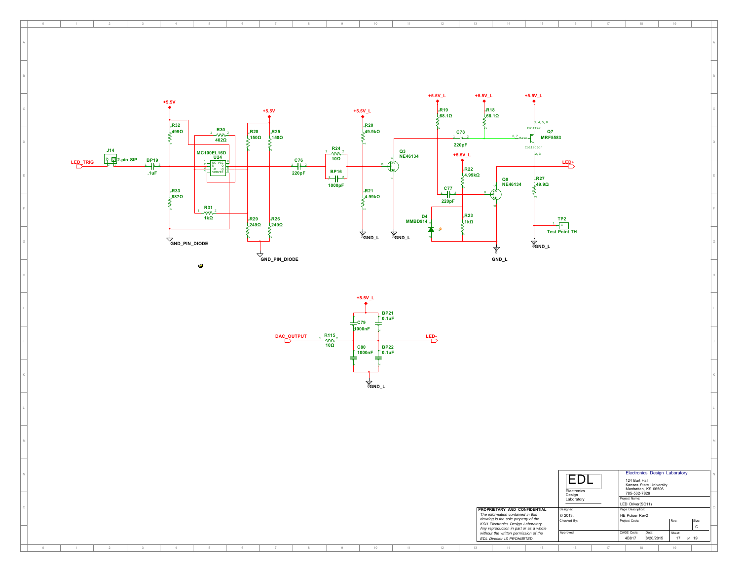LED_TRIG

J14 2-pin SIP

BP19 .1uF

+5.5V

R32 499Ω

R33 887Ω

GND_PIN_DIODE

R30 402Ω

MC100EL16D U24

R31 1kΩ

+5.5V

R28 150Ω

R25 150Ω

R29 249Ω

R26 249Ω

GND_PIN_DIODE

C76 220pF

R24 10Ω

BP16 1000pF

+5.5V_L

R20 49.9kΩ

R21 4.99kΩ

GND_L

Q3 NE46134

GND_L

+5.5V_L

R19 68.1Ω

+5.5V_L

R18 68.1Ω

C78 220pF

+5.5V_L

Q7 MRF5583

Emitter

Base

Collector

+5.5V_L

R22 4.99kΩ

C77 220pF

D4 MMBD914

R23 1kΩ

Q9 NE46134

GND_L

LED+

R27 49.9Ω

TP2 Test Point TH

GND_L

+5.5V_L

C79 1000nF

BP21 0.1uF

DAC_OUTPUT

R115 10Ω

LED-

C80 1000nF

BP22 0.1uF

GND_L

**PROPRIETARY AND CONFIDENTIAL**

*The information contained in this drawing is the sole property of the KSU Electronics Design Laboratory. Any reproduction in part or as a whole without the written permission of the EDL Director IS PROHIBITED.*

| EDL Electronics Design Laboratory | Electronics Design Laboratory<br>124 Burt Hall<br>Kansas State University<br>Manhattan, KS 66506<br>785-532-7826 | | | |
|---|---|---|---|---|
| Designer: | Project Name: LED Driver(SC11) | | | |
| © 2013, | Page Description: HE Pulser Rev2 | | | |
| Checked By: | Project Code: | | Rev: | Size: C |
| Approved: | CAGE Code: 4B817 | Date: 8/20/2015 | Sheet: 17 of 19 | |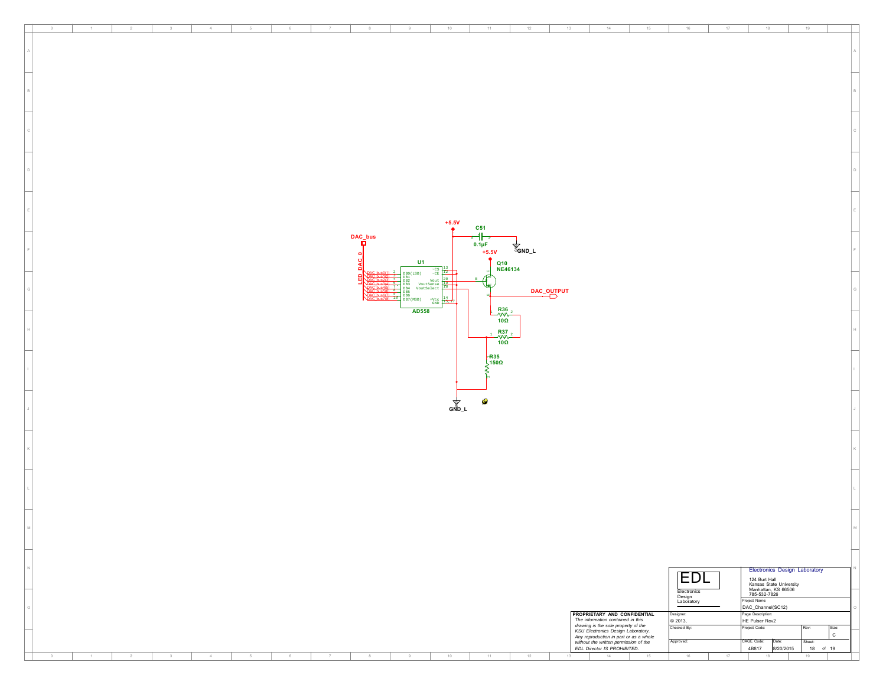+5.5V

C51

0.1µF

GND_L

DAC_bus

+5.5V

Q10
NE46134

LED DAC 0

U1

| | | | |
|---|---|---|---|
| DAC_bus0[1] | 2 | DB0(LSB) | |
| DAC_bus1[2] | 3 | DB1 | |
| DAC_bus2[3] | 4 | DB2 | |
| DAC_bus3[4] | 5 | DB3 | |
| DAC_bus4[5] | 7 | DB4 | |
| DAC_bus5[6] | 8 | DB5 | |
| DAC_bus6[7] | 9 | DB6 | |
| DAC_bus7[8] | 10 | DB7(MSB) | |
| | 13 | ~CS | |
| | 12 | ~CE | |
| | 20 | Vout | |
| | 19 | VoutSense | |
| | 18 | VoutSelect | |
| | 14 | +Vcc | |
| | 15,17 | GND | |

AD558

DAC_OUTPUT

R36
10Ω

R37
10Ω

R35
150Ω

GND_L

| | |
|---|---|
| **PROPRIETARY AND CONFIDENTIAL** | |
| *The information contained in this drawing is the sole property of the KSU Electronics Design Laboratory. Any reproduction in part or as a whole without the written permission of the EDL Director IS PROHIBITED.* | |

EDL
Electronics Design Laboratory

Electronics Design Laboratory
124 Burt Hall
Kansas State University
Manhattan, KS 66506
785-532-7826

| | | | |
|---|---|---|---|
| Project Name: DAC_Channel(SC12) | | | |
| Designer: © 2013, | Page Description: HE Pulser Rev2 | | |
| Checked By: | Project Code: | Rev: | Size: C |
| Approved: | CAGE Code: 4B817 | Date: 8/20/2015 | Sheet: 18 of 19 |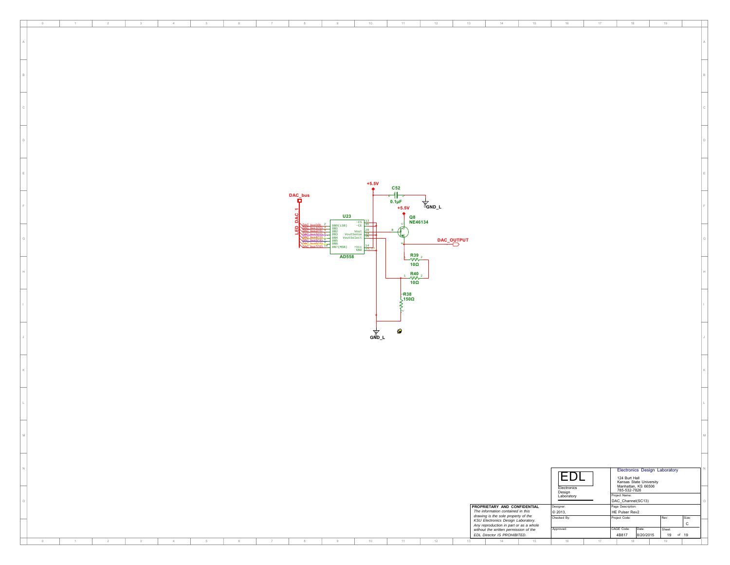DAC_bus

LED DAC 1

U23

AD558

DAC_bus(0)(8)
DAC_bus(1)(9)
DAC_bus(2)(10)
DAC_bus(3)(11)
DAC_bus(4)(12)
DAC_bus(5)(13)
DAC_bus(6)(14)
DAC_bus(7)(16)

DB0(LSB)
DB1
DB2
DB3
DB4
DB5
DB6
DB7(MSB)

~CS
~CE
Vout
VoutSense
VoutSelect
+Vcc
GND

+5.5V

C52
0.1µF

GND_L

+5.5V

Q8
NE46134

DAC_OUTPUT

R39
10Ω

R40
10Ω

R38
150Ω

GND_L

PROPRIETARY AND CONFIDENTIAL
*The information contained in this drawing is the sole property of the KSU Electronics Design Laboratory. Any reproduction in part or as a whole without the written permission of the EDL Director IS PROHIBITED.*

EDL
Electronics Design Laboratory

Electronics Design Laboratory
124 Burt Hall
Kansas State University
Manhattan, KS 66506
785-532-7826

| | | | |
|---|---|---|---|
| Designer: © 2013, | Project Name: DAC_Channel(SC13) | | |
| | Page Description: HE Pulser Rev2 | | |
| Checked By: | Project Code: | Rev: | Size: C |
| Approved: | CAGE Code: 4B817 | Date: 8/20/2015 | Sheet: 19 of 19 |